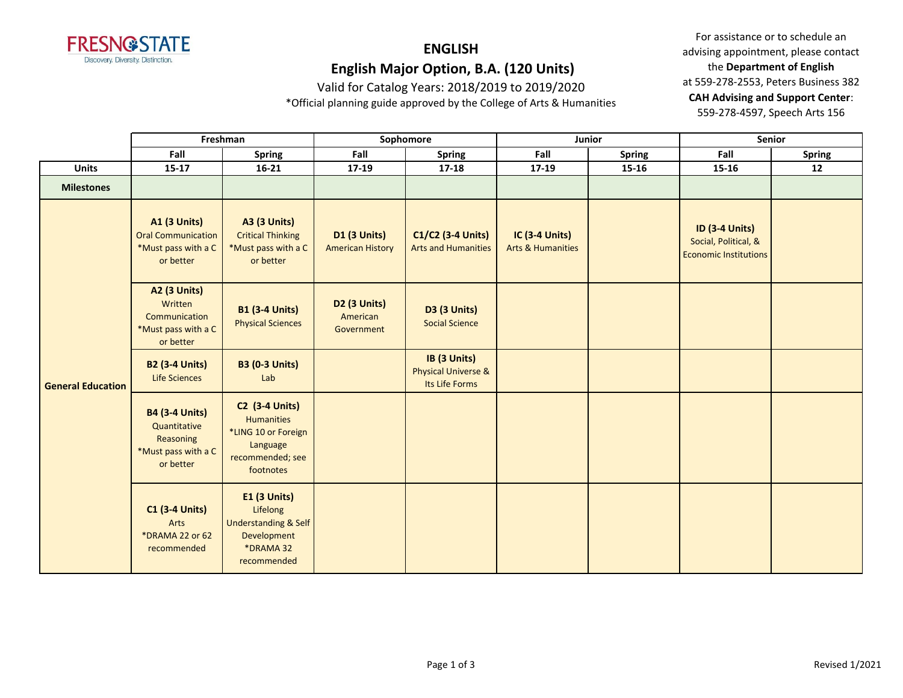FRESNO STATE
Discovery. Diversity. Distinction.

# ENGLISH

## English Major Option, B.A. (120 Units)

Valid for Catalog Years: 2018/2019 to 2019/2020

*Official planning guide approved by the College of Arts & Humanities

For assistance or to schedule an advising appointment, please contact the **Department of English** at 559-278-2553, Peters Business 382

**CAH Advising and Support Center**: 559-278-4597, Speech Arts 156

| | Freshman | | Sophomore | | Junior | | Senior | |
|---|---|---|---|---|---|---|---|---|
| | **Fall** | **Spring** | **Fall** | **Spring** | **Fall** | **Spring** | **Fall** | **Spring** |
| **Units** | **15-17** | **16-21** | **17-19** | **17-18** | **17-19** | **15-16** | **15-16** | **12** |
| **Milestones** | | | | | | | | |
| **General Education** | **A1 (3 Units)** Oral Communication *Must pass with a C or better | **A3 (3 Units)** Critical Thinking *Must pass with a C or better | **D1 (3 Units)** American History | **C1/C2 (3-4 Units)** Arts and Humanities | **IC (3-4 Units)** Arts & Humanities | | **ID (3-4 Units)** Social, Political, & Economic Institutions | |
| | **A2 (3 Units)** Written Communication *Must pass with a C or better | **B1 (3-4 Units)** Physical Sciences | **D2 (3 Units)** American Government | **D3 (3 Units)** Social Science | | | | |
| | **B2 (3-4 Units)** Life Sciences | **B3 (0-3 Units)** Lab | | **IB (3 Units)** Physical Universe & Its Life Forms | | | | |
| | **B4 (3-4 Units)** Quantitative Reasoning *Must pass with a C or better | **C2 (3-4 Units)** Humanities *LING 10 or Foreign Language recommended; see footnotes | | | | | | |
| | **C1 (3-4 Units)** Arts *DRAMA 22 or 62 recommended | **E1 (3 Units)** Lifelong Understanding & Self Development *DRAMA 32 recommended | | | | | | |

Revised 1/2021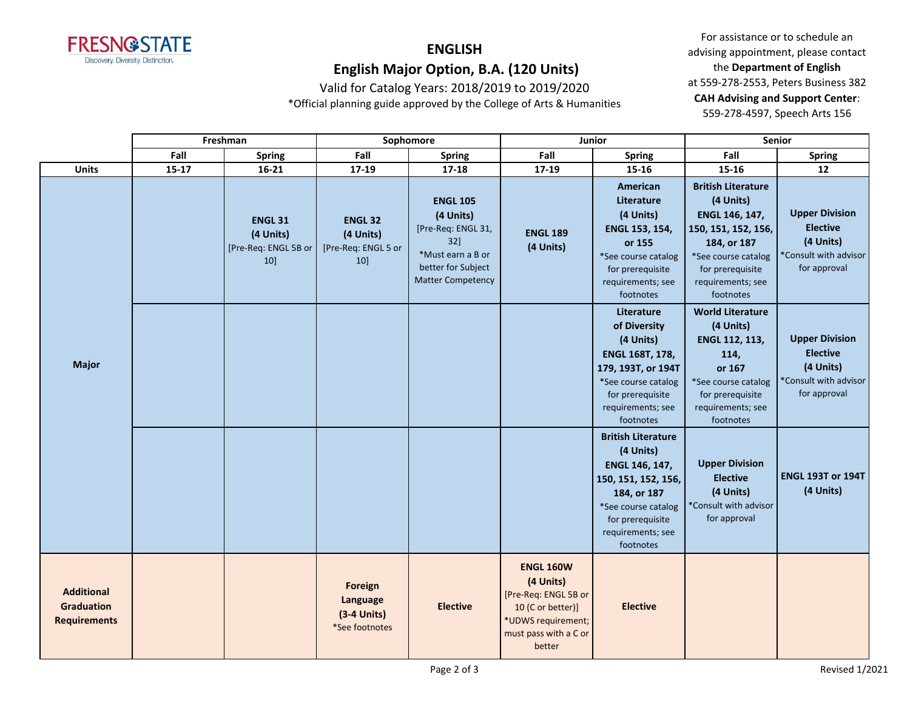# ENGLISH

## English Major Option, B.A. (120 Units)

Valid for Catalog Years: 2018/2019 to 2019/2020

*Official planning guide approved by the College of Arts & Humanities

For assistance or to schedule an advising appointment, please contact the **Department of English** at 559-278-2553, Peters Business 382

**CAH Advising and Support Center**: 559-278-4597, Speech Arts 156

| | Freshman | | Sophomore | | Junior | | Senior | |
|---|---|---|---|---|---|---|---|---|
| | Fall | Spring | Fall | Spring | Fall | Spring | Fall | Spring |
| **Units** | 15-17 | 16-21 | 17-19 | 17-18 | 17-19 | 15-16 | 15-16 | 12 |
| **Major** | | **ENGL 31 (4 Units)** [Pre-Req: ENGL 5B or 10] | **ENGL 32 (4 Units)** [Pre-Req: ENGL 5 or 10] | **ENGL 105 (4 Units)** [Pre-Req: ENGL 31, 32] *Must earn a B or better for Subject Matter Competency | **ENGL 189 (4 Units)** | **American Literature (4 Units) ENGL 153, 154, or 155** *See course catalog for prerequisite requirements; see footnotes | **British Literature (4 Units) ENGL 146, 147, 150, 151, 152, 156, 184, or 187** *See course catalog for prerequisite requirements; see footnotes | **Upper Division Elective (4 Units)** *Consult with advisor for approval |
| | | | | | | **Literature of Diversity (4 Units) ENGL 168T, 178, 179, 193T, or 194T** *See course catalog for prerequisite requirements; see footnotes | **World Literature (4 Units) ENGL 112, 113, 114, or 167** *See course catalog for prerequisite requirements; see footnotes | **Upper Division Elective (4 Units)** *Consult with advisor for approval |
| | | | | | | **British Literature (4 Units) ENGL 146, 147, 150, 151, 152, 156, 184, or 187** *See course catalog for prerequisite requirements; see footnotes | **Upper Division Elective (4 Units)** *Consult with advisor for approval | **ENGL 193T or 194T (4 Units)** |
| **Additional Graduation Requirements** | | | **Foreign Language (3-4 Units)** *See footnotes | **Elective** | **ENGL 160W (4 Units)** [Pre-Req: ENGL 5B or 10 (C or better)] *UDWS requirement; must pass with a C or better | **Elective** | | |

Revised 1/2021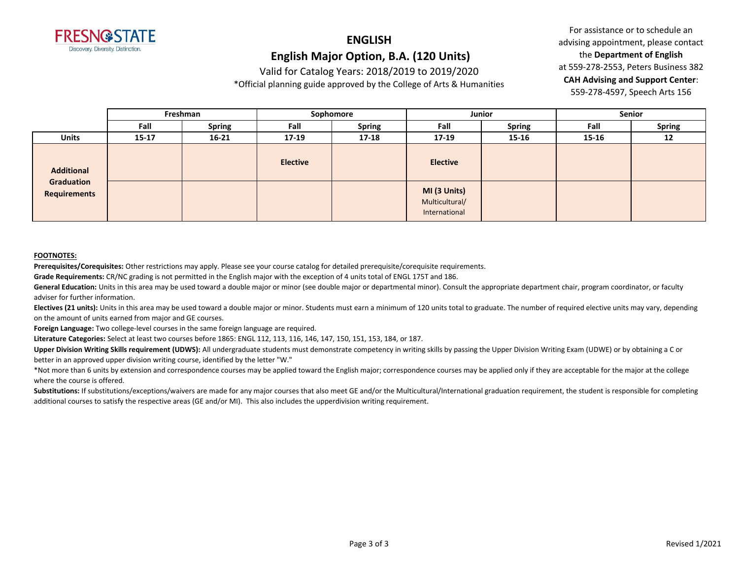# ENGLISH

## English Major Option, B.A. (120 Units)

Valid for Catalog Years: 2018/2019 to 2019/2020

*Official planning guide approved by the College of Arts & Humanities

For assistance or to schedule an advising appointment, please contact the **Department of English** at 559-278-2553, Peters Business 382

**CAH Advising and Support Center**: 559-278-4597, Speech Arts 156

| | Freshman | | Sophomore | | Junior | | Senior | |
|---|---|---|---|---|---|---|---|---|
| | **Fall** | **Spring** | **Fall** | **Spring** | **Fall** | **Spring** | **Fall** | **Spring** |
| **Units** | **15-17** | **16-21** | **17-19** | **17-18** | **17-19** | **15-16** | **15-16** | **12** |
| **Additional Graduation Requirements** | | | **Elective** | | **Elective** | | | |
| | | | | | **MI (3 Units)** Multicultural/ International | | | |

**FOOTNOTES:**

**Prerequisites/Corequisites:** Other restrictions may apply. Please see your course catalog for detailed prerequisite/corequisite requirements.

**Grade Requirements:** CR/NC grading is not permitted in the English major with the exception of 4 units total of ENGL 175T and 186.

**General Education:** Units in this area may be used toward a double major or minor (see double major or departmental minor). Consult the appropriate department chair, program coordinator, or faculty adviser for further information.

**Electives (21 units):** Units in this area may be used toward a double major or minor. Students must earn a minimum of 120 units total to graduate. The number of required elective units may vary, depending on the amount of units earned from major and GE courses.

**Foreign Language:** Two college-level courses in the same foreign language are required.

**Literature Categories:** Select at least two courses before 1865: ENGL 112, 113, 116, 146, 147, 150, 151, 153, 184, or 187.

**Upper Division Writing Skills requirement (UDWS):** All undergraduate students must demonstrate competency in writing skills by passing the Upper Division Writing Exam (UDWE) or by obtaining a C or better in an approved upper division writing course, identified by the letter "W."

*Not more than 6 units by extension and correspondence courses may be applied toward the English major; correspondence courses may be applied only if they are acceptable for the major at the college where the course is offered.

**Substitutions:** If substitutions/exceptions/waivers are made for any major courses that also meet GE and/or the Multicultural/International graduation requirement, the student is responsible for completing additional courses to satisfy the respective areas (GE and/or MI). This also includes the upperdivision writing requirement.

Revised 1/2021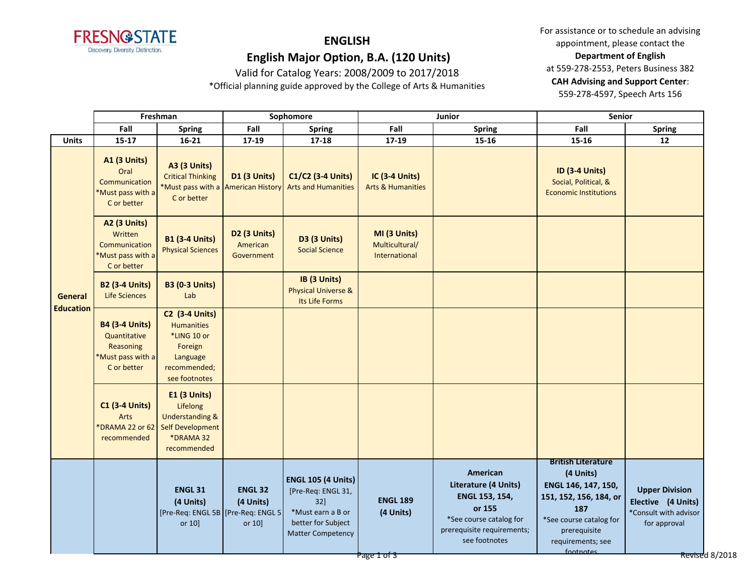# ENGLISH

## English Major Option, B.A. (120 Units)

Valid for Catalog Years: 2008/2009 to 2017/2018

*Official planning guide approved by the College of Arts & Humanities

For assistance or to schedule an advising appointment, please contact the **Department of English** at 559-278-2553, Peters Business 382

**CAH Advising and Support Center**: 559-278-4597, Speech Arts 156

| | Freshman | | Sophomore | | Junior | | Senior | |
|---|---|---|---|---|---|---|---|---|
| | Fall | Spring | Fall | Spring | Fall | Spring | Fall | Spring |
| **Units** | 15-17 | 16-21 | 17-19 | 17-18 | 17-19 | 15-16 | 15-16 | 12 |
| **General Education** | **A1 (3 Units)** Oral Communication *Must pass with a C or better | **A3 (3 Units)** Critical Thinking *Must pass with a C or better | **D1 (3 Units)** American History | **C1/C2 (3-4 Units)** Arts and Humanities | **IC (3-4 Units)** Arts & Humanities | | **ID (3-4 Units)** Social, Political, & Economic Institutions | |
| | **A2 (3 Units)** Written Communication *Must pass with a C or better | **B1 (3-4 Units)** Physical Sciences | **D2 (3 Units)** American Government | **D3 (3 Units)** Social Science | **MI (3 Units)** Multicultural/ International | | | |
| | **B2 (3-4 Units)** Life Sciences | **B3 (0-3 Units)** Lab | | **IB (3 Units)** Physical Universe & Its Life Forms | | | | |
| | **B4 (3-4 Units)** Quantitative Reasoning *Must pass with a C or better | **C2 (3-4 Units)** Humanities *LING 10 or Foreign Language recommended; see footnotes | | | | | | |
| | **C1 (3-4 Units)** Arts *DRAMA 22 or 62 recommended | **E1 (3 Units)** Lifelong Understanding & Self Development *DRAMA 32 recommended | | | | | | |
| | | **ENGL 31 (4 Units)** [Pre-Req: ENGL 5B or 10] | **ENGL 32 (4 Units)** [Pre-Req: ENGL 5 or 10] | **ENGL 105 (4 Units)** [Pre-Req: ENGL 31, 32] *Must earn a B or better for Subject Matter Competency | **ENGL 189 (4 Units)** | **American Literature (4 Units) ENGL 153, 154, or 155** *See course catalog for prerequisite requirements; see footnotes | **British Literature (4 Units) ENGL 146, 147, 150, 151, 152, 156, 184, or 187** *See course catalog for prerequisite requirements; see footnotes | **Upper Division Elective (4 Units)** *Consult with advisor for approval |

Revised 8/2018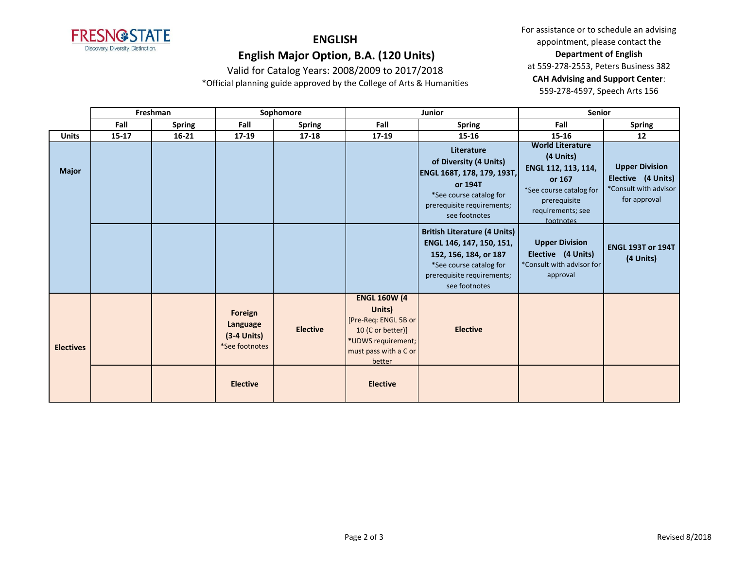# ENGLISH

## English Major Option, B.A. (120 Units)

Valid for Catalog Years: 2008/2009 to 2017/2018

*Official planning guide approved by the College of Arts & Humanities

For assistance or to schedule an advising appointment, please contact the **Department of English** at 559-278-2553, Peters Business 382

**CAH Advising and Support Center**: 559-278-4597, Speech Arts 156

| | Freshman | | Sophomore | | Junior | | Senior | |
|---|---|---|---|---|---|---|---|---|
| | **Fall** | **Spring** | **Fall** | **Spring** | **Fall** | **Spring** | **Fall** | **Spring** |
| **Units** | **15-17** | **16-21** | **17-19** | **17-18** | **17-19** | **15-16** | **15-16** | **12** |
| **Major** | | | | | | **Literature of Diversity (4 Units) ENGL 168T, 178, 179, 193T, or 194T** *See course catalog for prerequisite requirements; see footnotes | **World Literature (4 Units) ENGL 112, 113, 114, or 167** *See course catalog for prerequisite requirements; see footnotes | **Upper Division Elective (4 Units)** *Consult with advisor for approval |
| | | | | | | **British Literature (4 Units) ENGL 146, 147, 150, 151, 152, 156, 184, or 187** *See course catalog for prerequisite requirements; see footnotes | **Upper Division Elective (4 Units)** *Consult with advisor for approval | **ENGL 193T or 194T (4 Units)** |
| **Electives** | | | **Foreign Language (3-4 Units)** *See footnotes | **Elective** | **ENGL 160W (4 Units)** [Pre-Req: ENGL 5B or 10 (C or better)] *UDWS requirement; must pass with a C or better | **Elective** | | |
| | | | **Elective** | | **Elective** | | | |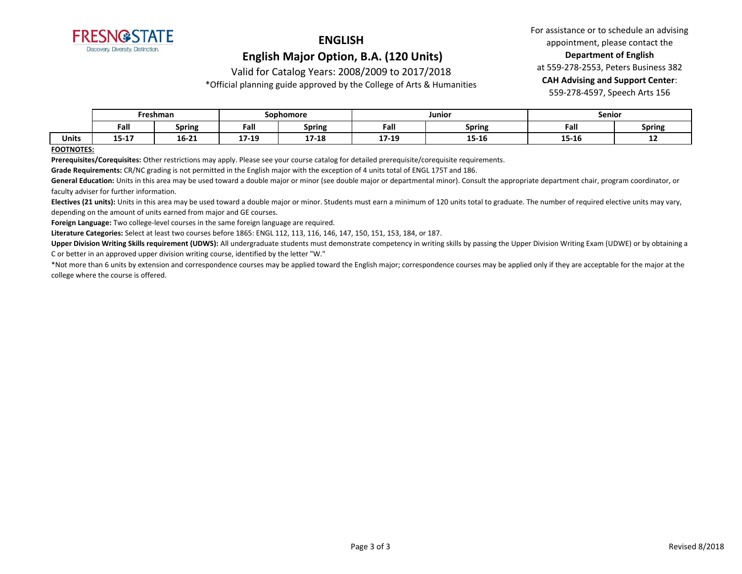FRESNO STATE
Discovery. Diversity. Distinction.

# ENGLISH

## English Major Option, B.A. (120 Units)

Valid for Catalog Years: 2008/2009 to 2017/2018

*Official planning guide approved by the College of Arts & Humanities

For assistance or to schedule an advising appointment, please contact the **Department of English** at 559-278-2553, Peters Business 382

**CAH Advising and Support Center**: 559-278-4597, Speech Arts 156

| | Freshman | | Sophomore | | Junior | | Senior | |
|---|---|---|---|---|---|---|---|---|
| | **Fall** | **Spring** | **Fall** | **Spring** | **Fall** | **Spring** | **Fall** | **Spring** |
| **Units** | **15-17** | **16-21** | **17-19** | **17-18** | **17-19** | **15-16** | **15-16** | **12** |

**FOOTNOTES:**

**Prerequisites/Corequisites:** Other restrictions may apply. Please see your course catalog for detailed prerequisite/corequisite requirements.

**Grade Requirements:** CR/NC grading is not permitted in the English major with the exception of 4 units total of ENGL 175T and 186.

**General Education:** Units in this area may be used toward a double major or minor (see double major or departmental minor). Consult the appropriate department chair, program coordinator, or faculty adviser for further information.

**Electives (21 units):** Units in this area may be used toward a double major or minor. Students must earn a minimum of 120 units total to graduate. The number of required elective units may vary, depending on the amount of units earned from major and GE courses.

**Foreign Language:** Two college-level courses in the same foreign language are required.

**Literature Categories:** Select at least two courses before 1865: ENGL 112, 113, 116, 146, 147, 150, 151, 153, 184, or 187.

**Upper Division Writing Skills requirement (UDWS):** All undergraduate students must demonstrate competency in writing skills by passing the Upper Division Writing Exam (UDWE) or by obtaining a C or better in an approved upper division writing course, identified by the letter "W."

*Not more than 6 units by extension and correspondence courses may be applied toward the English major; correspondence courses may be applied only if they are acceptable for the major at the college where the course is offered.

Revised 8/2018